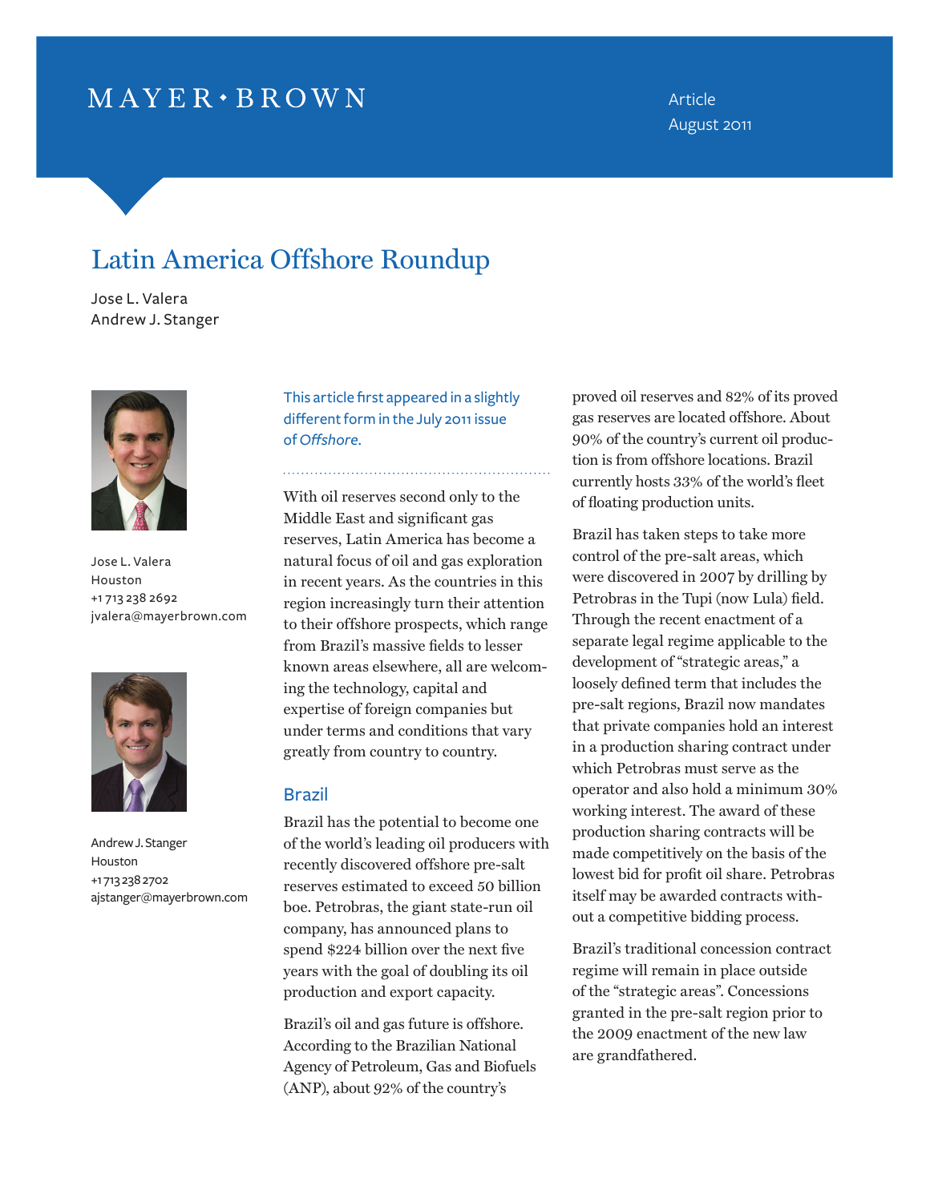MAYER • BROWN

Article
August 2011

# Latin America Offshore Roundup

Jose L. Valera
Andrew J. Stanger

Jose L. Valera
Houston
+1 713 238 2692
jvalera@mayerbrown.com

Andrew J. Stanger
Houston
+1 713 238 2702
ajstanger@mayerbrown.com

This article first appeared in a slightly different form in the July 2011 issue of *Offshore*.

With oil reserves second only to the Middle East and significant gas reserves, Latin America has become a natural focus of oil and gas exploration in recent years. As the countries in this region increasingly turn their attention to their offshore prospects, which range from Brazil's massive fields to lesser known areas elsewhere, all are welcoming the technology, capital and expertise of foreign companies but under terms and conditions that vary greatly from country to country.

## Brazil

Brazil has the potential to become one of the world's leading oil producers with recently discovered offshore pre-salt reserves estimated to exceed 50 billion boe. Petrobras, the giant state-run oil company, has announced plans to spend $224 billion over the next five years with the goal of doubling its oil production and export capacity.

Brazil's oil and gas future is offshore. According to the Brazilian National Agency of Petroleum, Gas and Biofuels (ANP), about 92% of the country's proved oil reserves and 82% of its proved gas reserves are located offshore. About 90% of the country's current oil production is from offshore locations. Brazil currently hosts 33% of the world's fleet of floating production units.

Brazil has taken steps to take more control of the pre-salt areas, which were discovered in 2007 by drilling by Petrobras in the Tupi (now Lula) field. Through the recent enactment of a separate legal regime applicable to the development of "strategic areas," a loosely defined term that includes the pre-salt regions, Brazil now mandates that private companies hold an interest in a production sharing contract under which Petrobras must serve as the operator and also hold a minimum 30% working interest. The award of these production sharing contracts will be made competitively on the basis of the lowest bid for profit oil share. Petrobras itself may be awarded contracts without a competitive bidding process.

Brazil's traditional concession contract regime will remain in place outside of the "strategic areas". Concessions granted in the pre-salt region prior to the 2009 enactment of the new law are grandfathered.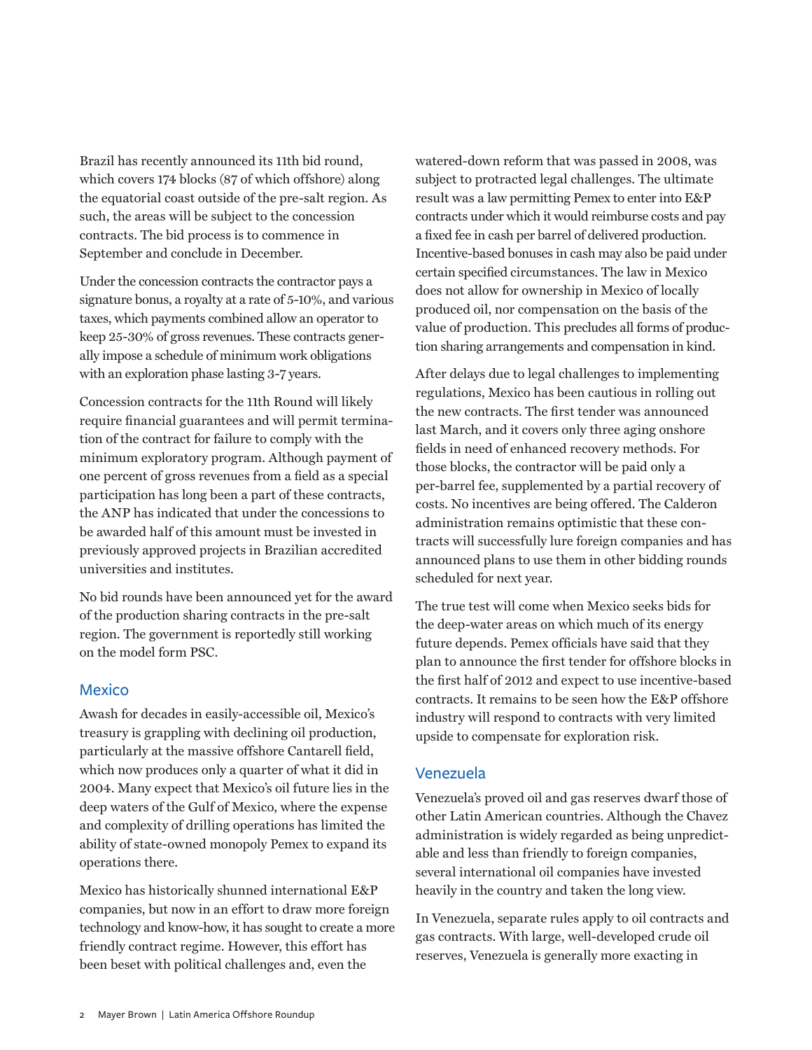Brazil has recently announced its 11th bid round, which covers 174 blocks (87 of which offshore) along the equatorial coast outside of the pre-salt region. As such, the areas will be subject to the concession contracts. The bid process is to commence in September and conclude in December.

Under the concession contracts the contractor pays a signature bonus, a royalty at a rate of 5-10%, and various taxes, which payments combined allow an operator to keep 25-30% of gross revenues. These contracts generally impose a schedule of minimum work obligations with an exploration phase lasting 3-7 years.

Concession contracts for the 11th Round will likely require financial guarantees and will permit termination of the contract for failure to comply with the minimum exploratory program. Although payment of one percent of gross revenues from a field as a special participation has long been a part of these contracts, the ANP has indicated that under the concessions to be awarded half of this amount must be invested in previously approved projects in Brazilian accredited universities and institutes.

No bid rounds have been announced yet for the award of the production sharing contracts in the pre-salt region. The government is reportedly still working on the model form PSC.

## Mexico

Awash for decades in easily-accessible oil, Mexico's treasury is grappling with declining oil production, particularly at the massive offshore Cantarell field, which now produces only a quarter of what it did in 2004. Many expect that Mexico's oil future lies in the deep waters of the Gulf of Mexico, where the expense and complexity of drilling operations has limited the ability of state-owned monopoly Pemex to expand its operations there.

Mexico has historically shunned international E&P companies, but now in an effort to draw more foreign technology and know-how, it has sought to create a more friendly contract regime. However, this effort has been beset with political challenges and, even the watered-down reform that was passed in 2008, was subject to protracted legal challenges. The ultimate result was a law permitting Pemex to enter into E&P contracts under which it would reimburse costs and pay a fixed fee in cash per barrel of delivered production. Incentive-based bonuses in cash may also be paid under certain specified circumstances. The law in Mexico does not allow for ownership in Mexico of locally produced oil, nor compensation on the basis of the value of production. This precludes all forms of production sharing arrangements and compensation in kind.

After delays due to legal challenges to implementing regulations, Mexico has been cautious in rolling out the new contracts. The first tender was announced last March, and it covers only three aging onshore fields in need of enhanced recovery methods. For those blocks, the contractor will be paid only a per-barrel fee, supplemented by a partial recovery of costs. No incentives are being offered. The Calderon administration remains optimistic that these contracts will successfully lure foreign companies and has announced plans to use them in other bidding rounds scheduled for next year.

The true test will come when Mexico seeks bids for the deep-water areas on which much of its energy future depends. Pemex officials have said that they plan to announce the first tender for offshore blocks in the first half of 2012 and expect to use incentive-based contracts. It remains to be seen how the E&P offshore industry will respond to contracts with very limited upside to compensate for exploration risk.

## Venezuela

Venezuela's proved oil and gas reserves dwarf those of other Latin American countries. Although the Chavez administration is widely regarded as being unpredictable and less than friendly to foreign companies, several international oil companies have invested heavily in the country and taken the long view.

In Venezuela, separate rules apply to oil contracts and gas contracts. With large, well-developed crude oil reserves, Venezuela is generally more exacting in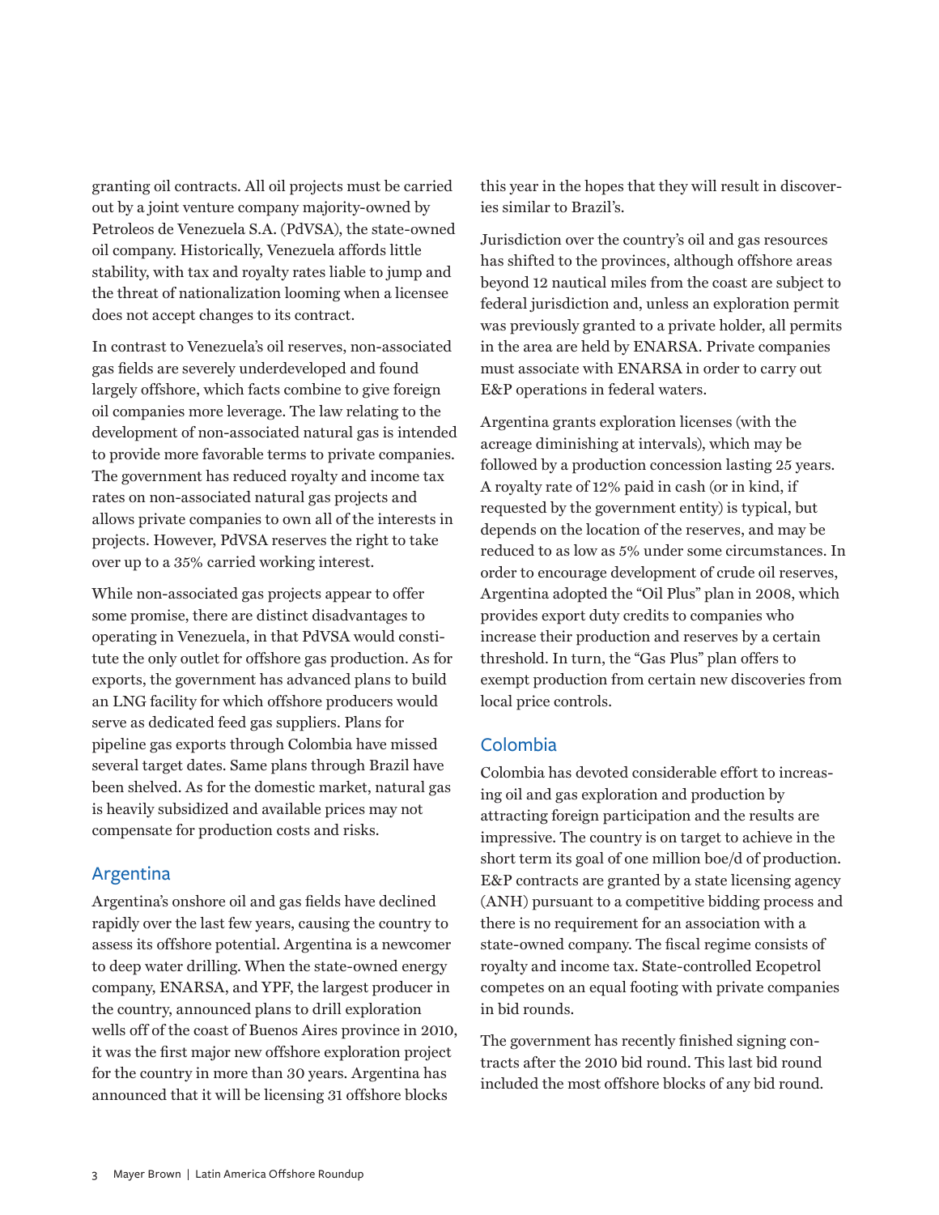granting oil contracts. All oil projects must be carried out by a joint venture company majority-owned by Petroleos de Venezuela S.A. (PdVSA), the state-owned oil company. Historically, Venezuela affords little stability, with tax and royalty rates liable to jump and the threat of nationalization looming when a licensee does not accept changes to its contract.

In contrast to Venezuela's oil reserves, non-associated gas fields are severely underdeveloped and found largely offshore, which facts combine to give foreign oil companies more leverage. The law relating to the development of non-associated natural gas is intended to provide more favorable terms to private companies. The government has reduced royalty and income tax rates on non-associated natural gas projects and allows private companies to own all of the interests in projects. However, PdVSA reserves the right to take over up to a 35% carried working interest.

While non-associated gas projects appear to offer some promise, there are distinct disadvantages to operating in Venezuela, in that PdVSA would constitute the only outlet for offshore gas production. As for exports, the government has advanced plans to build an LNG facility for which offshore producers would serve as dedicated feed gas suppliers. Plans for pipeline gas exports through Colombia have missed several target dates. Same plans through Brazil have been shelved. As for the domestic market, natural gas is heavily subsidized and available prices may not compensate for production costs and risks.

## Argentina

Argentina's onshore oil and gas fields have declined rapidly over the last few years, causing the country to assess its offshore potential. Argentina is a newcomer to deep water drilling. When the state-owned energy company, ENARSA, and YPF, the largest producer in the country, announced plans to drill exploration wells off of the coast of Buenos Aires province in 2010, it was the first major new offshore exploration project for the country in more than 30 years. Argentina has announced that it will be licensing 31 offshore blocks this year in the hopes that they will result in discoveries similar to Brazil's.

Jurisdiction over the country's oil and gas resources has shifted to the provinces, although offshore areas beyond 12 nautical miles from the coast are subject to federal jurisdiction and, unless an exploration permit was previously granted to a private holder, all permits in the area are held by ENARSA. Private companies must associate with ENARSA in order to carry out E&P operations in federal waters.

Argentina grants exploration licenses (with the acreage diminishing at intervals), which may be followed by a production concession lasting 25 years. A royalty rate of 12% paid in cash (or in kind, if requested by the government entity) is typical, but depends on the location of the reserves, and may be reduced to as low as 5% under some circumstances. In order to encourage development of crude oil reserves, Argentina adopted the "Oil Plus" plan in 2008, which provides export duty credits to companies who increase their production and reserves by a certain threshold. In turn, the "Gas Plus" plan offers to exempt production from certain new discoveries from local price controls.

## Colombia

Colombia has devoted considerable effort to increasing oil and gas exploration and production by attracting foreign participation and the results are impressive. The country is on target to achieve in the short term its goal of one million boe/d of production. E&P contracts are granted by a state licensing agency (ANH) pursuant to a competitive bidding process and there is no requirement for an association with a state-owned company. The fiscal regime consists of royalty and income tax. State-controlled Ecopetrol competes on an equal footing with private companies in bid rounds.

The government has recently finished signing contracts after the 2010 bid round. This last bid round included the most offshore blocks of any bid round.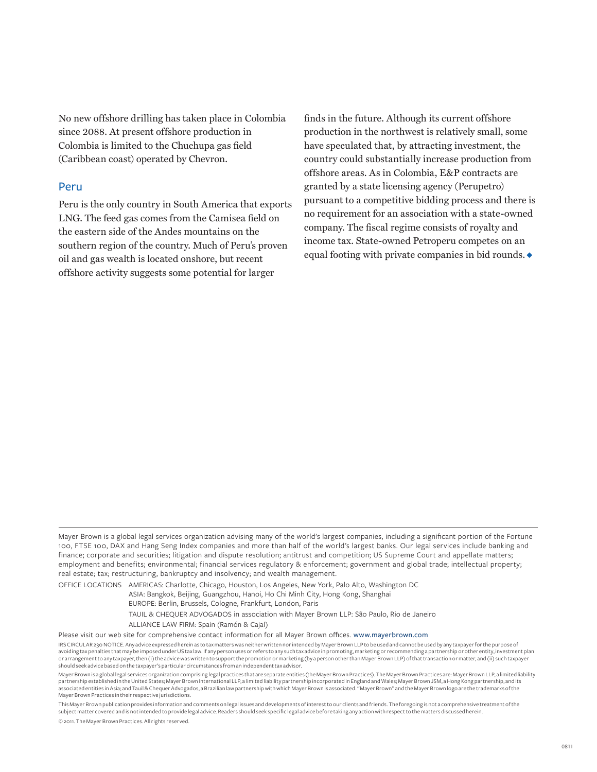No new offshore drilling has taken place in Colombia since 2088. At present offshore production in Colombia is limited to the Chuchupa gas field (Caribbean coast) operated by Chevron.

## Peru

Peru is the only country in South America that exports LNG. The feed gas comes from the Camisea field on the eastern side of the Andes mountains on the southern region of the country. Much of Peru's proven oil and gas wealth is located onshore, but recent offshore activity suggests some potential for larger finds in the future. Although its current offshore production in the northwest is relatively small, some have speculated that, by attracting investment, the country could substantially increase production from offshore areas. As in Colombia, E&P contracts are granted by a state licensing agency (Perupetro) pursuant to a competitive bidding process and there is no requirement for an association with a state-owned company. The fiscal regime consists of royalty and income tax. State-owned Petroperu competes on an equal footing with private companies in bid rounds. ◆

---

Mayer Brown is a global legal services organization advising many of the world's largest companies, including a significant portion of the Fortune 100, FTSE 100, DAX and Hang Seng Index companies and more than half of the world's largest banks. Our legal services include banking and finance; corporate and securities; litigation and dispute resolution; antitrust and competition; US Supreme Court and appellate matters; employment and benefits; environmental; financial services regulatory & enforcement; government and global trade; intellectual property; real estate; tax; restructuring, bankruptcy and insolvency; and wealth management.

OFFICE LOCATIONS AMERICAS: Charlotte, Chicago, Houston, Los Angeles, New York, Palo Alto, Washington DC
ASIA: Bangkok, Beijing, Guangzhou, Hanoi, Ho Chi Minh City, Hong Kong, Shanghai
EUROPE: Berlin, Brussels, Cologne, Frankfurt, London, Paris
TAUIL & CHEQUER ADVOGADOS in association with Mayer Brown LLP: São Paulo, Rio de Janeiro
ALLIANCE LAW FIRM: Spain (Ramón & Cajal)

Please visit our web site for comprehensive contact information for all Mayer Brown offices. www.mayerbrown.com

IRS CIRCULAR 230 NOTICE. Any advice expressed herein as to tax matters was neither written nor intended by Mayer Brown LLP to be used and cannot be used by any taxpayer for the purpose of avoiding tax penalties that may be imposed under US tax law. If any person uses or refers to any such tax advice in promoting, marketing or recommending a partnership or other entity, investment plan or arrangement to any taxpayer, then (i) the advice was written to support the promotion or marketing (by a person other than Mayer Brown LLP) of that transaction or matter, and (ii) such taxpayer should seek advice based on the taxpayer's particular circumstances from an independent tax advisor.

Mayer Brown is a global legal services organization comprising legal practices that are separate entities (the Mayer Brown Practices). The Mayer Brown Practices are: Mayer Brown LLP, a limited liability partnership established in the United States; Mayer Brown International LLP, a limited liability partnership incorporated in England and Wales; Mayer Brown JSM, a Hong Kong partnership, and its associated entities in Asia; and Tauil & Chequer Advogados, a Brazilian law partnership with which Mayer Brown is associated. "Mayer Brown" and the Mayer Brown logo are the trademarks of the Mayer Brown Practices in their respective jurisdictions.

This Mayer Brown publication provides information and comments on legal issues and developments of interest to our clients and friends. The foregoing is not a comprehensive treatment of the subject matter covered and is not intended to provide legal advice. Readers should seek specific legal advice before taking any action with respect to the matters discussed herein.

© 2011. The Mayer Brown Practices. All rights reserved.

0811